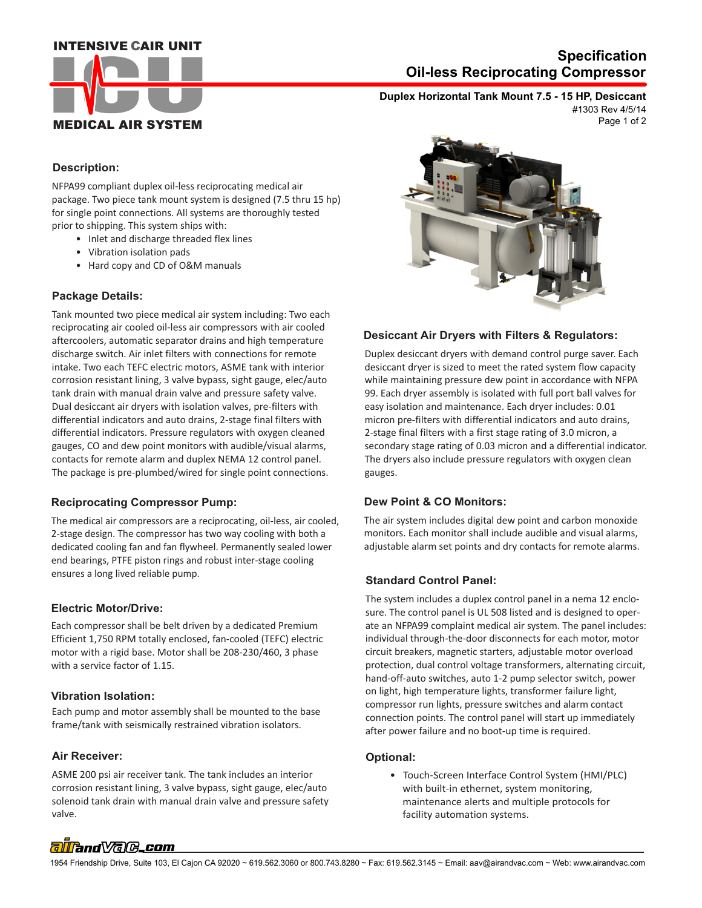# Specification
# Oil-less Reciprocating Compressor

**Duplex Horizontal Tank Mount 7.5 - 15 HP, Desiccant**

#1303 Rev 4/5/14

## Description:

NFPA99 compliant duplex oil-less reciprocating medical air package. Two piece tank mount system is designed (7.5 thru 15 hp) for single point connections. All systems are thoroughly tested prior to shipping. This system ships with:

- Inlet and discharge threaded flex lines
- Vibration isolation pads
- Hard copy and CD of O&M manuals

## Package Details:

Tank mounted two piece medical air system including: Two each reciprocating air cooled oil-less air compressors with air cooled aftercoolers, automatic separator drains and high temperature discharge switch. Air inlet filters with connections for remote intake. Two each TEFC electric motors, ASME tank with interior corrosion resistant lining, 3 valve bypass, sight gauge, elec/auto tank drain with manual drain valve and pressure safety valve. Dual desiccant air dryers with isolation valves, pre-filters with differential indicators and auto drains, 2-stage final filters with differential indicators. Pressure regulators with oxygen cleaned gauges, CO and dew point monitors with audible/visual alarms, contacts for remote alarm and duplex NEMA 12 control panel. The package is pre-plumbed/wired for single point connections.

## Reciprocating Compressor Pump:

The medical air compressors are a reciprocating, oil-less, air cooled, 2-stage design. The compressor has two way cooling with both a dedicated cooling fan and fan flywheel. Permanently sealed lower end bearings, PTFE piston rings and robust inter-stage cooling ensures a long lived reliable pump.

## Electric Motor/Drive:

Each compressor shall be belt driven by a dedicated Premium Efficient 1,750 RPM totally enclosed, fan-cooled (TEFC) electric motor with a rigid base. Motor shall be 208-230/460, 3 phase with a service factor of 1.15.

## Vibration Isolation:

Each pump and motor assembly shall be mounted to the base frame/tank with seismically restrained vibration isolators.

## Air Receiver:

ASME 200 psi air receiver tank. The tank includes an interior corrosion resistant lining, 3 valve bypass, sight gauge, elec/auto solenoid tank drain with manual drain valve and pressure safety valve.

## Desiccant Air Dryers with Filters & Regulators:

Duplex desiccant dryers with demand control purge saver. Each desiccant dryer is sized to meet the rated system flow capacity while maintaining pressure dew point in accordance with NFPA 99. Each dryer assembly is isolated with full port ball valves for easy isolation and maintenance. Each dryer includes: 0.01 micron pre-filters with differential indicators and auto drains, 2-stage final filters with a first stage rating of 3.0 micron, a secondary stage rating of 0.03 micron and a differential indicator. The dryers also include pressure regulators with oxygen clean gauges.

## Dew Point & CO Monitors:

The air system includes digital dew point and carbon monoxide monitors. Each monitor shall include audible and visual alarms, adjustable alarm set points and dry contacts for remote alarms.

## Standard Control Panel:

The system includes a duplex control panel in a nema 12 enclosure. The control panel is UL 508 listed and is designed to operate an NFPA99 complaint medical air system. The panel includes: individual through-the-door disconnects for each motor, motor circuit breakers, magnetic starters, adjustable motor overload protection, dual control voltage transformers, alternating circuit, hand-off-auto switches, auto 1-2 pump selector switch, power on light, high temperature lights, transformer failure light, compressor run lights, pressure switches and alarm contact connection points. The control panel will start up immediately after power failure and no boot-up time is required.

## Optional:

- Touch-Screen Interface Control System (HMI/PLC) with built-in ethernet, system monitoring, maintenance alerts and multiple protocols for facility automation systems.

1954 Friendship Drive, Suite 103, El Cajon CA 92020 ~ 619.562.3060 or 800.743.8280 ~ Fax: 619.562.3145 ~ Email: aav@airandvac.com ~ Web: www.airandvac.com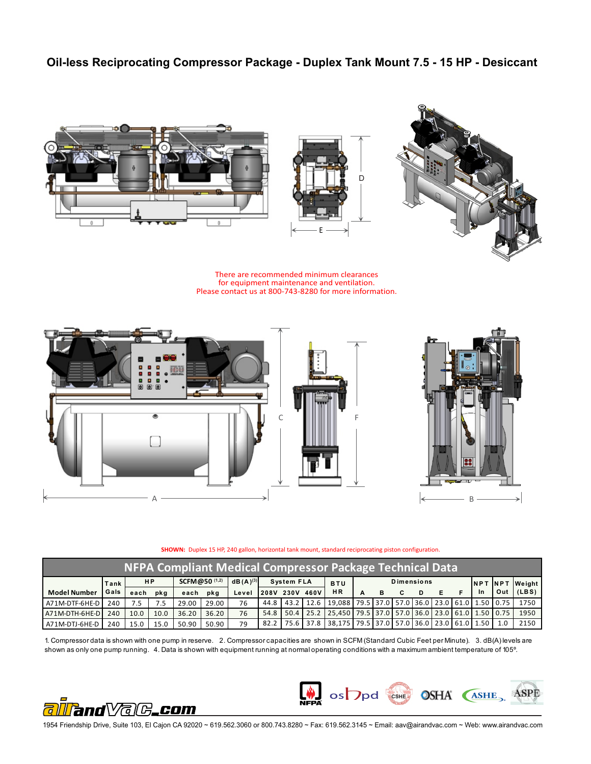# Oil-less Reciprocating Compressor Package - Duplex Tank Mount 7.5 - 15 HP - Desiccant

D

E

There are recommended minimum clearances
for equipment maintenance and ventilation.
Please contact us at 800-743-8280 for more information.

C

F

A

B

**SHOWN:** Duplex 15 HP, 240 gallon, horizontal tank mount, standard reciprocating piston configuration.

## NFPA Compliant Medical Compressor Package Technical Data

| Model Number | Tank Gals | HP | | SCFM@50 (1,2) | | dB(A)(3) Level | System FLA | | | BTU HR | Dimensions | | | | | | NPT In | NPT Out | Weight (LBS) |
|---|---|---|---|---|---|---|---|---|---|---|---|---|---|---|---|---|---|---|---|
| | | each | pkg | each | pkg | | 208V | 230V | 460V | | A | B | C | D | E | F | | | |
| A71M-DTF-6HE-D | 240 | 7.5 | 7.5 | 29.00 | 29.00 | 76 | 44.8 | 43.2 | 12.6 | 19,088 | 79.5 | 37.0 | 57.0 | 36.0 | 23.0 | 61.0 | 1.50 | 0.75 | 1750 |
| A71M-DTH-6HE-D | 240 | 10.0 | 10.0 | 36.20 | 36.20 | 76 | 54.8 | 50.4 | 25.2 | 25,450 | 79.5 | 37.0 | 57.0 | 36.0 | 23.0 | 61.0 | 1.50 | 0.75 | 1950 |
| A71M-DTJ-6HE-D | 240 | 15.0 | 15.0 | 50.90 | 50.90 | 79 | 82.2 | 75.6 | 37.8 | 38,175 | 79.5 | 37.0 | 57.0 | 36.0 | 23.0 | 61.0 | 1.50 | 1.0 | 2150 |

1. Compressor data is shown with one pump in reserve. 2. Compressor capacities are shown in SCFM (Standard Cubic Feet per Minute). 3. dB(A) levels are shown as only one pump running. 4. Data is shown with equipment running at normal operating conditions with a maximum ambient temperature of 105º.

NFPA oshpd CSHE OSHA ASHE ASPE

airandvac.com

1954 Friendship Drive, Suite 103, El Cajon CA 92020 ~ 619.562.3060 or 800.743.8280 ~ Fax: 619.562.3145 ~ Email: aav@airandvac.com ~ Web: www.airandvac.com